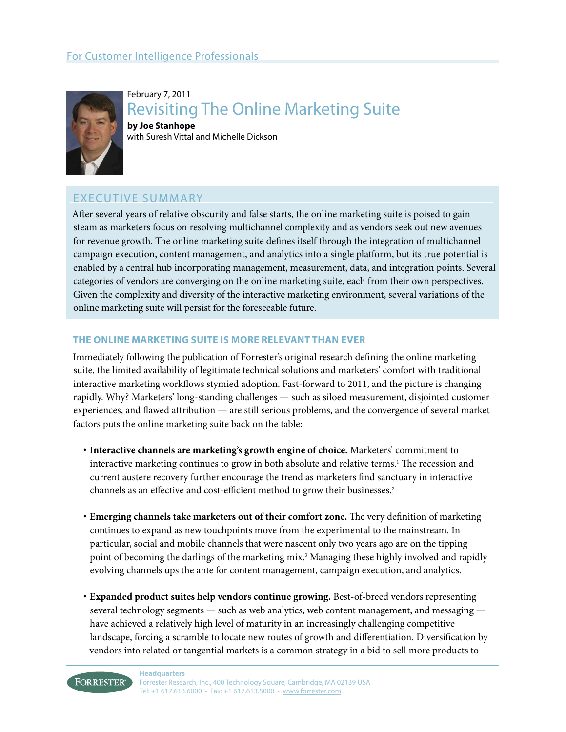For Customer Intelligence Professionals

February 7, 2011

# Revisiting The Online Marketing Suite

**by Joe Stanhope**
with Suresh Vittal and Michelle Dickson

## EXECUTIVE SUMMARY

After several years of relative obscurity and false starts, the online marketing suite is poised to gain steam as marketers focus on resolving multichannel complexity and as vendors seek out new avenues for revenue growth. The online marketing suite defines itself through the integration of multichannel campaign execution, content management, and analytics into a single platform, but its true potential is enabled by a central hub incorporating management, measurement, data, and integration points. Several categories of vendors are converging on the online marketing suite, each from their own perspectives. Given the complexity and diversity of the interactive marketing environment, several variations of the online marketing suite will persist for the foreseeable future.

## THE ONLINE MARKETING SUITE IS MORE RELEVANT THAN EVER

Immediately following the publication of Forrester's original research defining the online marketing suite, the limited availability of legitimate technical solutions and marketers' comfort with traditional interactive marketing workflows stymied adoption. Fast-forward to 2011, and the picture is changing rapidly. Why? Marketers' long-standing challenges — such as siloed measurement, disjointed customer experiences, and flawed attribution — are still serious problems, and the convergence of several market factors puts the online marketing suite back on the table:

- **Interactive channels are marketing's growth engine of choice.** Marketers' commitment to interactive marketing continues to grow in both absolute and relative terms.[1] The recession and current austere recovery further encourage the trend as marketers find sanctuary in interactive channels as an effective and cost-efficient method to grow their businesses.[2]
- **Emerging channels take marketers out of their comfort zone.** The very definition of marketing continues to expand as new touchpoints move from the experimental to the mainstream. In particular, social and mobile channels that were nascent only two years ago are on the tipping point of becoming the darlings of the marketing mix.[3] Managing these highly involved and rapidly evolving channels ups the ante for content management, campaign execution, and analytics.
- **Expanded product suites help vendors continue growing.** Best-of-breed vendors representing several technology segments — such as web analytics, web content management, and messaging — have achieved a relatively high level of maturity in an increasingly challenging competitive landscape, forcing a scramble to locate new routes of growth and differentiation. Diversification by vendors into related or tangential markets is a common strategy in a bid to sell more products to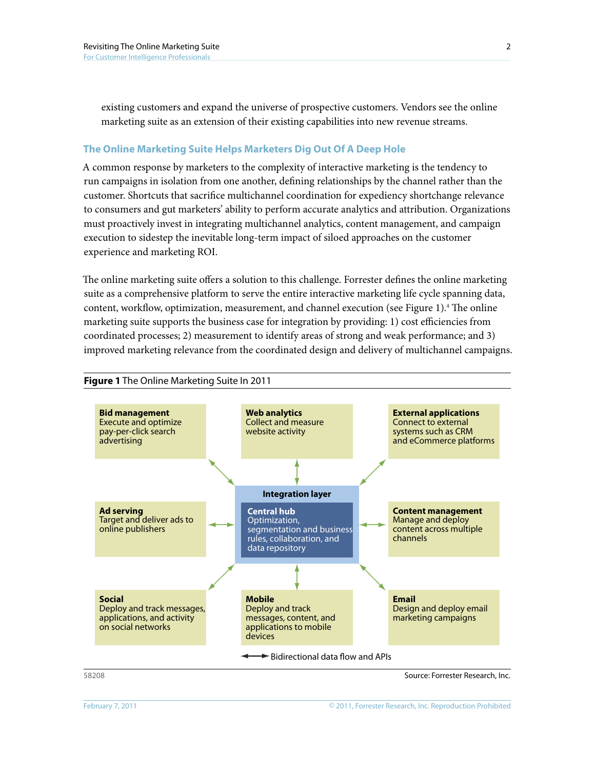existing customers and expand the universe of prospective customers. Vendors see the online marketing suite as an extension of their existing capabilities into new revenue streams.

## The Online Marketing Suite Helps Marketers Dig Out Of A Deep Hole

A common response by marketers to the complexity of interactive marketing is the tendency to run campaigns in isolation from one another, defining relationships by the channel rather than the customer. Shortcuts that sacrifice multichannel coordination for expediency shortchange relevance to consumers and gut marketers' ability to perform accurate analytics and attribution. Organizations must proactively invest in integrating multichannel analytics, content management, and campaign execution to sidestep the inevitable long-term impact of siloed approaches on the customer experience and marketing ROI.

The online marketing suite offers a solution to this challenge. Forrester defines the online marketing suite as a comprehensive platform to serve the entire interactive marketing life cycle spanning data, content, workflow, optimization, measurement, and channel execution (see Figure 1).[4] The online marketing suite supports the business case for integration by providing: 1) cost efficiencies from coordinated processes; 2) measurement to identify areas of strong and weak performance; and 3) improved marketing relevance from the coordinated design and delivery of multichannel campaigns.

**Figure 1** The Online Marketing Suite In 2011

**Bid management**
Execute and optimize pay-per-click search advertising

**Web analytics**
Collect and measure website activity

**External applications**
Connect to external systems such as CRM and eCommerce platforms

**Ad serving**
Target and deliver ads to online publishers

**Integration layer**

**Central hub**
Optimization, segmentation and business rules, collaboration, and data repository

**Content management**
Manage and deploy content across multiple channels

**Social**
Deploy and track messages, applications, and activity on social networks

**Mobile**
Deploy and track messages, content, and applications to mobile devices

**Email**
Design and deploy email marketing campaigns

↔ Bidirectional data flow and APIs

58208 Source: Forrester Research, Inc.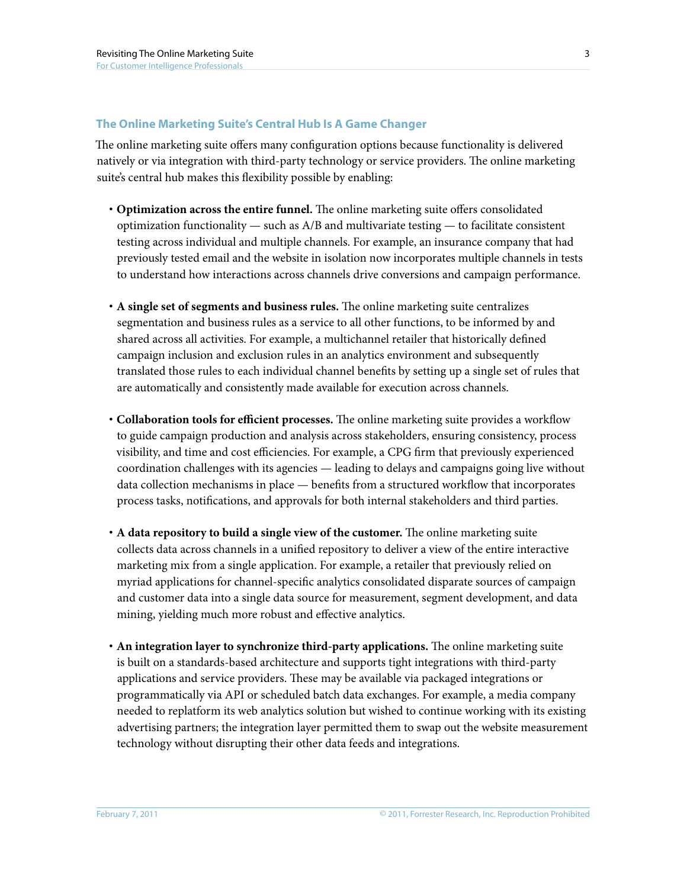## The Online Marketing Suite's Central Hub Is A Game Changer

The online marketing suite offers many configuration options because functionality is delivered natively or via integration with third-party technology or service providers. The online marketing suite's central hub makes this flexibility possible by enabling:

- **Optimization across the entire funnel.** The online marketing suite offers consolidated optimization functionality — such as A/B and multivariate testing — to facilitate consistent testing across individual and multiple channels. For example, an insurance company that had previously tested email and the website in isolation now incorporates multiple channels in tests to understand how interactions across channels drive conversions and campaign performance.

- **A single set of segments and business rules.** The online marketing suite centralizes segmentation and business rules as a service to all other functions, to be informed by and shared across all activities. For example, a multichannel retailer that historically defined campaign inclusion and exclusion rules in an analytics environment and subsequently translated those rules to each individual channel benefits by setting up a single set of rules that are automatically and consistently made available for execution across channels.

- **Collaboration tools for efficient processes.** The online marketing suite provides a workflow to guide campaign production and analysis across stakeholders, ensuring consistency, process visibility, and time and cost efficiencies. For example, a CPG firm that previously experienced coordination challenges with its agencies — leading to delays and campaigns going live without data collection mechanisms in place — benefits from a structured workflow that incorporates process tasks, notifications, and approvals for both internal stakeholders and third parties.

- **A data repository to build a single view of the customer.** The online marketing suite collects data across channels in a unified repository to deliver a view of the entire interactive marketing mix from a single application. For example, a retailer that previously relied on myriad applications for channel-specific analytics consolidated disparate sources of campaign and customer data into a single data source for measurement, segment development, and data mining, yielding much more robust and effective analytics.

- **An integration layer to synchronize third-party applications.** The online marketing suite is built on a standards-based architecture and supports tight integrations with third-party applications and service providers. These may be available via packaged integrations or programmatically via API or scheduled batch data exchanges. For example, a media company needed to replatform its web analytics solution but wished to continue working with its existing advertising partners; the integration layer permitted them to swap out the website measurement technology without disrupting their other data feeds and integrations.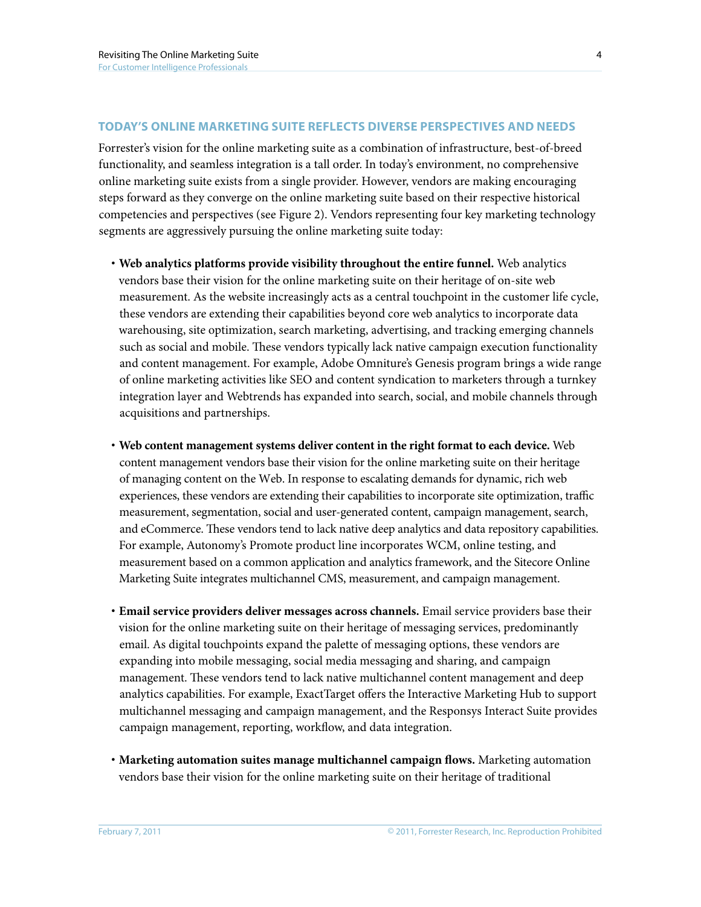## TODAY'S ONLINE MARKETING SUITE REFLECTS DIVERSE PERSPECTIVES AND NEEDS

Forrester's vision for the online marketing suite as a combination of infrastructure, best-of-breed functionality, and seamless integration is a tall order. In today's environment, no comprehensive online marketing suite exists from a single provider. However, vendors are making encouraging steps forward as they converge on the online marketing suite based on their respective historical competencies and perspectives (see Figure 2). Vendors representing four key marketing technology segments are aggressively pursuing the online marketing suite today:

- **Web analytics platforms provide visibility throughout the entire funnel.** Web analytics vendors base their vision for the online marketing suite on their heritage of on-site web measurement. As the website increasingly acts as a central touchpoint in the customer life cycle, these vendors are extending their capabilities beyond core web analytics to incorporate data warehousing, site optimization, search marketing, advertising, and tracking emerging channels such as social and mobile. These vendors typically lack native campaign execution functionality and content management. For example, Adobe Omniture's Genesis program brings a wide range of online marketing activities like SEO and content syndication to marketers through a turnkey integration layer and Webtrends has expanded into search, social, and mobile channels through acquisitions and partnerships.

- **Web content management systems deliver content in the right format to each device.** Web content management vendors base their vision for the online marketing suite on their heritage of managing content on the Web. In response to escalating demands for dynamic, rich web experiences, these vendors are extending their capabilities to incorporate site optimization, traffic measurement, segmentation, social and user-generated content, campaign management, search, and eCommerce. These vendors tend to lack native deep analytics and data repository capabilities. For example, Autonomy's Promote product line incorporates WCM, online testing, and measurement based on a common application and analytics framework, and the Sitecore Online Marketing Suite integrates multichannel CMS, measurement, and campaign management.

- **Email service providers deliver messages across channels.** Email service providers base their vision for the online marketing suite on their heritage of messaging services, predominantly email. As digital touchpoints expand the palette of messaging options, these vendors are expanding into mobile messaging, social media messaging and sharing, and campaign management. These vendors tend to lack native multichannel content management and deep analytics capabilities. For example, ExactTarget offers the Interactive Marketing Hub to support multichannel messaging and campaign management, and the Responsys Interact Suite provides campaign management, reporting, workflow, and data integration.

- **Marketing automation suites manage multichannel campaign flows.** Marketing automation vendors base their vision for the online marketing suite on their heritage of traditional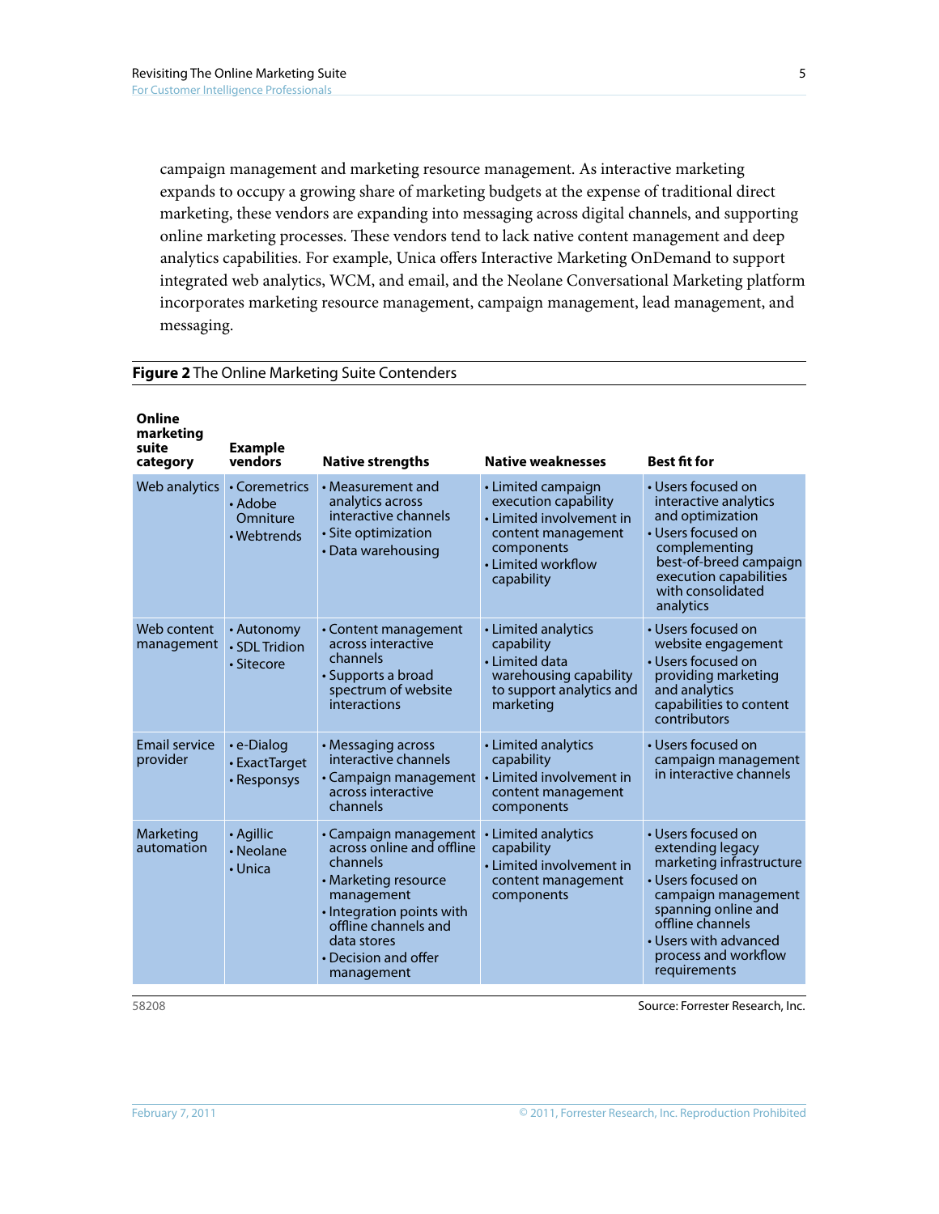campaign management and marketing resource management. As interactive marketing expands to occupy a growing share of marketing budgets at the expense of traditional direct marketing, these vendors are expanding into messaging across digital channels, and supporting online marketing processes. These vendors tend to lack native content management and deep analytics capabilities. For example, Unica offers Interactive Marketing OnDemand to support integrated web analytics, WCM, and email, and the Neolane Conversational Marketing platform incorporates marketing resource management, campaign management, lead management, and messaging.

**Figure 2** The Online Marketing Suite Contenders

| Online marketing suite category | Example vendors | Native strengths | Native weaknesses | Best fit for |
|---|---|---|---|---|
| Web analytics | • Coremetrics<br>• Adobe Omniture<br>• Webtrends | • Measurement and analytics across interactive channels<br>• Site optimization<br>• Data warehousing | • Limited campaign execution capability<br>• Limited involvement in content management components<br>• Limited workflow capability | • Users focused on interactive analytics and optimization<br>• Users focused on complementing best-of-breed campaign execution capabilities with consolidated analytics |
| Web content management | • Autonomy<br>• SDL Tridion<br>• Sitecore | • Content management across interactive channels<br>• Supports a broad spectrum of website interactions | • Limited analytics capability<br>• Limited data warehousing capability to support analytics and marketing | • Users focused on website engagement<br>• Users focused on providing marketing and analytics capabilities to content contributors |
| Email service provider | • e-Dialog<br>• ExactTarget<br>• Responsys | • Messaging across interactive channels<br>• Campaign management across interactive channels | • Limited analytics capability<br>• Limited involvement in content management components | • Users focused on campaign management in interactive channels |
| Marketing automation | • Agillic<br>• Neolane<br>• Unica | • Campaign management across online and offline channels<br>• Marketing resource management<br>• Integration points with offline channels and data stores<br>• Decision and offer management | • Limited analytics capability<br>• Limited involvement in content management components | • Users focused on extending legacy marketing infrastructure<br>• Users focused on campaign management spanning online and offline channels<br>• Users with advanced process and workflow requirements |

58208

Source: Forrester Research, Inc.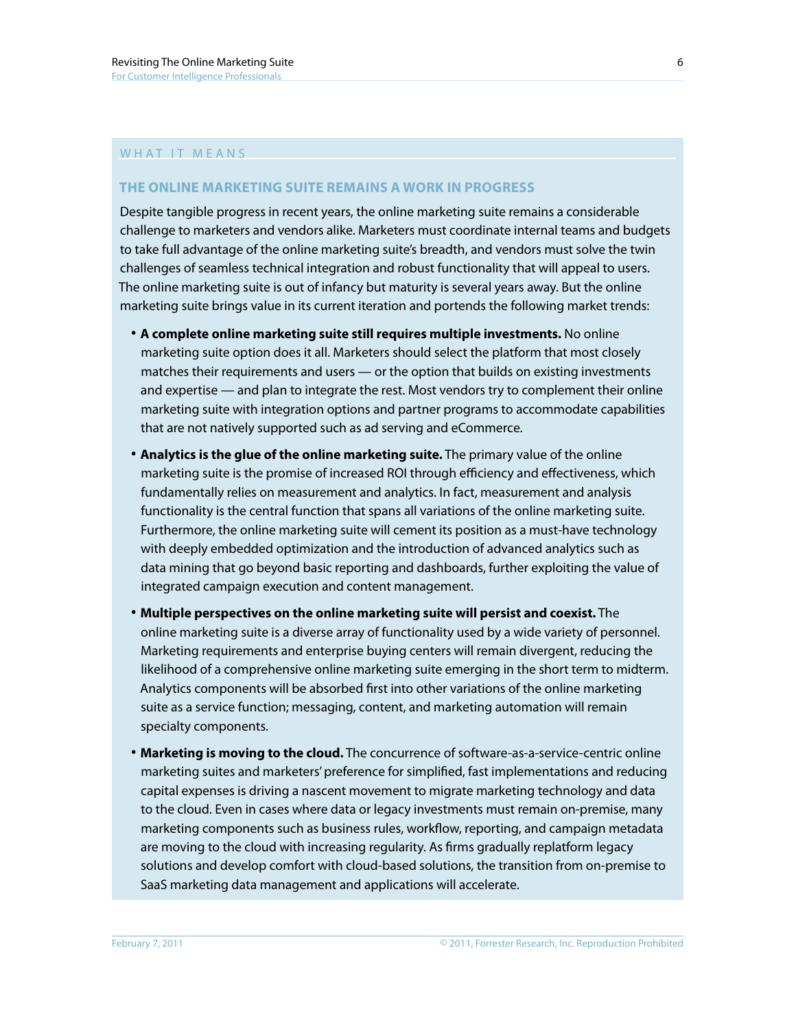## WHAT IT MEANS

### THE ONLINE MARKETING SUITE REMAINS A WORK IN PROGRESS

Despite tangible progress in recent years, the online marketing suite remains a considerable challenge to marketers and vendors alike. Marketers must coordinate internal teams and budgets to take full advantage of the online marketing suite's breadth, and vendors must solve the twin challenges of seamless technical integration and robust functionality that will appeal to users. The online marketing suite is out of infancy but maturity is several years away. But the online marketing suite brings value in its current iteration and portends the following market trends:

- **A complete online marketing suite still requires multiple investments.** No online marketing suite option does it all. Marketers should select the platform that most closely matches their requirements and users — or the option that builds on existing investments and expertise — and plan to integrate the rest. Most vendors try to complement their online marketing suite with integration options and partner programs to accommodate capabilities that are not natively supported such as ad serving and eCommerce.
- **Analytics is the glue of the online marketing suite.** The primary value of the online marketing suite is the promise of increased ROI through efficiency and effectiveness, which fundamentally relies on measurement and analytics. In fact, measurement and analysis functionality is the central function that spans all variations of the online marketing suite. Furthermore, the online marketing suite will cement its position as a must-have technology with deeply embedded optimization and the introduction of advanced analytics such as data mining that go beyond basic reporting and dashboards, further exploiting the value of integrated campaign execution and content management.
- **Multiple perspectives on the online marketing suite will persist and coexist.** The online marketing suite is a diverse array of functionality used by a wide variety of personnel. Marketing requirements and enterprise buying centers will remain divergent, reducing the likelihood of a comprehensive online marketing suite emerging in the short term to midterm. Analytics components will be absorbed first into other variations of the online marketing suite as a service function; messaging, content, and marketing automation will remain specialty components.
- **Marketing is moving to the cloud.** The concurrence of software-as-a-service-centric online marketing suites and marketers' preference for simplified, fast implementations and reducing capital expenses is driving a nascent movement to migrate marketing technology and data to the cloud. Even in cases where data or legacy investments must remain on-premise, many marketing components such as business rules, workflow, reporting, and campaign metadata are moving to the cloud with increasing regularity. As firms gradually replatform legacy solutions and develop comfort with cloud-based solutions, the transition from on-premise to SaaS marketing data management and applications will accelerate.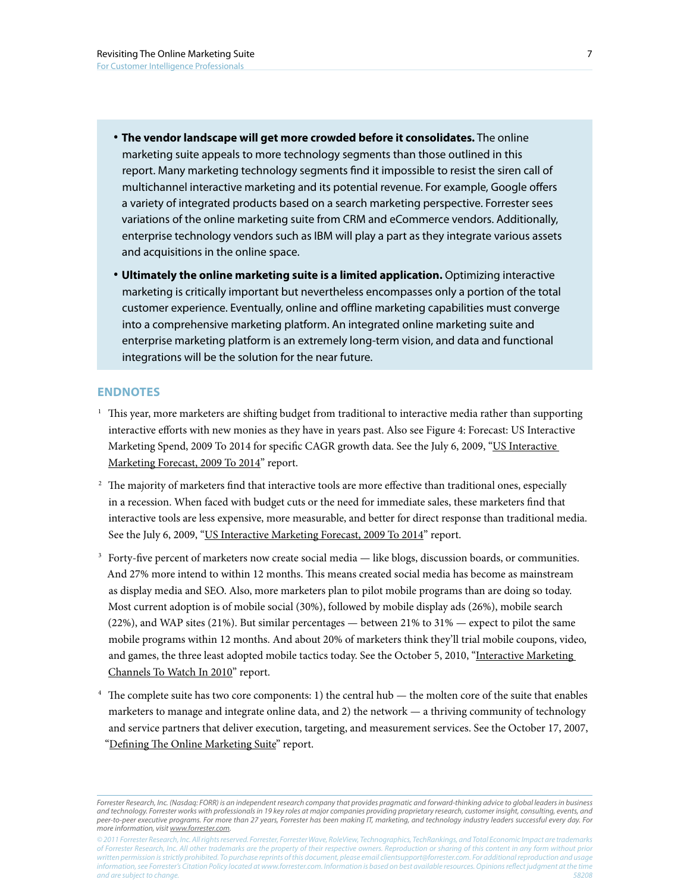- **The vendor landscape will get more crowded before it consolidates.** The online marketing suite appeals to more technology segments than those outlined in this report. Many marketing technology segments find it impossible to resist the siren call of multichannel interactive marketing and its potential revenue. For example, Google offers a variety of integrated products based on a search marketing perspective. Forrester sees variations of the online marketing suite from CRM and eCommerce vendors. Additionally, enterprise technology vendors such as IBM will play a part as they integrate various assets and acquisitions in the online space.
- **Ultimately the online marketing suite is a limited application.** Optimizing interactive marketing is critically important but nevertheless encompasses only a portion of the total customer experience. Eventually, online and offline marketing capabilities must converge into a comprehensive marketing platform. An integrated online marketing suite and enterprise marketing platform is an extremely long-term vision, and data and functional integrations will be the solution for the near future.

## ENDNOTES

[1] This year, more marketers are shifting budget from traditional to interactive media rather than supporting interactive efforts with new monies as they have in years past. Also see Figure 4: Forecast: US Interactive Marketing Spend, 2009 To 2014 for specific CAGR growth data. See the July 6, 2009, "US Interactive Marketing Forecast, 2009 To 2014" report.

[2] The majority of marketers find that interactive tools are more effective than traditional ones, especially in a recession. When faced with budget cuts or the need for immediate sales, these marketers find that interactive tools are less expensive, more measurable, and better for direct response than traditional media. See the July 6, 2009, "US Interactive Marketing Forecast, 2009 To 2014" report.

[3] Forty-five percent of marketers now create social media — like blogs, discussion boards, or communities. And 27% more intend to within 12 months. This means created social media has become as mainstream as display media and SEO. Also, more marketers plan to pilot mobile programs than are doing so today. Most current adoption is of mobile social (30%), followed by mobile display ads (26%), mobile search (22%), and WAP sites (21%). But similar percentages — between 21% to 31% — expect to pilot the same mobile programs within 12 months. And about 20% of marketers think they'll trial mobile coupons, video, and games, the three least adopted mobile tactics today. See the October 5, 2010, "Interactive Marketing Channels To Watch In 2010" report.

[4] The complete suite has two core components: 1) the central hub — the molten core of the suite that enables marketers to manage and integrate online data, and 2) the network — a thriving community of technology and service partners that deliver execution, targeting, and measurement services. See the October 17, 2007, "Defining The Online Marketing Suite" report.

*Forrester Research, Inc. (Nasdaq: FORR) is an independent research company that provides pragmatic and forward-thinking advice to global leaders in business and technology. Forrester works with professionals in 19 key roles at major companies providing proprietary research, customer insight, consulting, events, and peer-to-peer executive programs. For more than 27 years, Forrester has been making IT, marketing, and technology industry leaders successful every day. For more information, visit www.forrester.com.*

*© 2011 Forrester Research, Inc. All rights reserved. Forrester, Forrester Wave, RoleView, Technographics, TechRankings, and Total Economic Impact are trademarks of Forrester Research, Inc. All other trademarks are the property of their respective owners. Reproduction or sharing of this content in any form without prior written permission is strictly prohibited. To purchase reprints of this document, please email clientsupport@forrester.com. For additional reproduction and usage information, see Forrester's Citation Policy located at www.forrester.com. Information is based on best available resources. Opinions reflect judgment at the time and are subject to change.* 58208